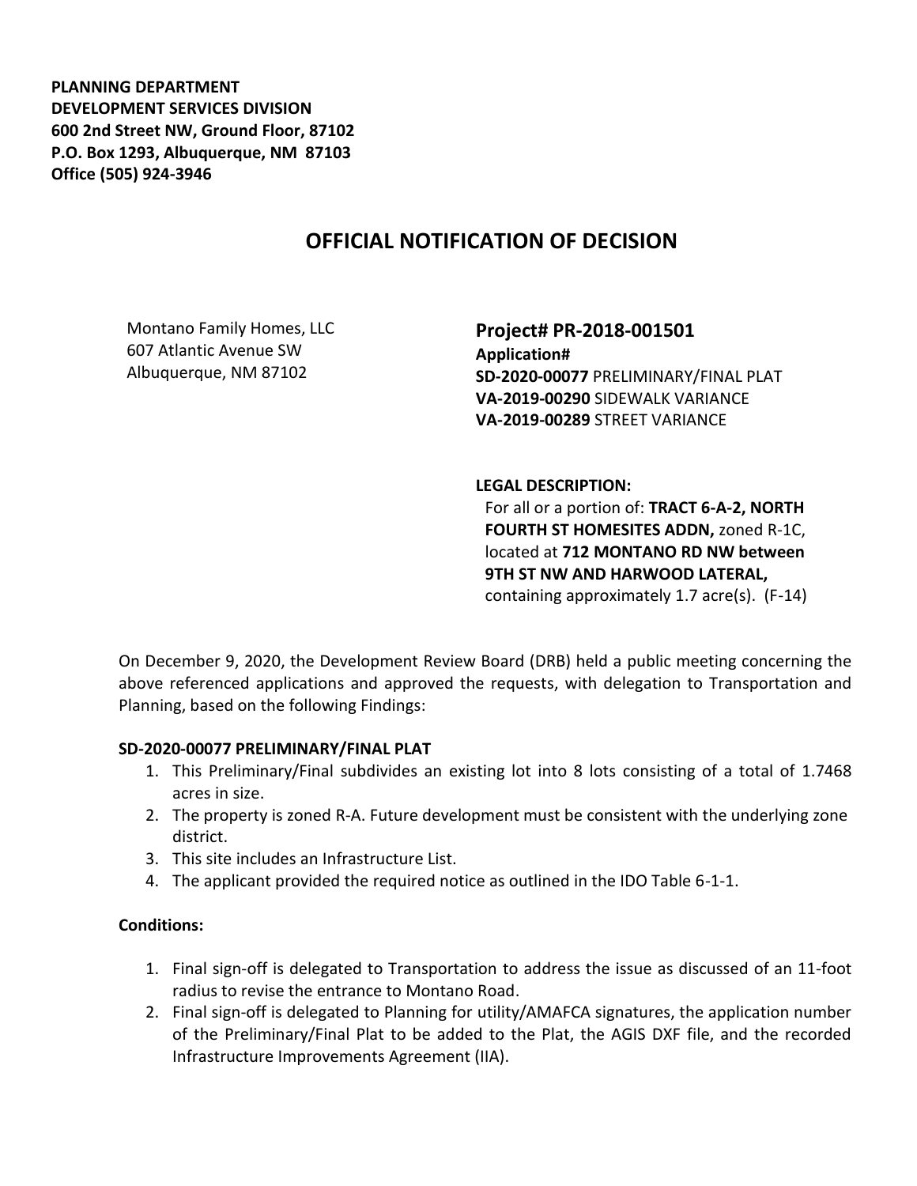**PLANNING DEPARTMENT**
**DEVELOPMENT SERVICES DIVISION**
**600 2nd Street NW, Ground Floor, 87102**
**P.O. Box 1293, Albuquerque, NM 87103**
**Office (505) 924-3946**

# OFFICIAL NOTIFICATION OF DECISION

Montano Family Homes, LLC
607 Atlantic Avenue SW
Albuquerque, NM 87102

## Project# PR-2018-001501

**Application#**
**SD-2020-00077** PRELIMINARY/FINAL PLAT
**VA-2019-00290** SIDEWALK VARIANCE
**VA-2019-00289** STREET VARIANCE

**LEGAL DESCRIPTION:**
For all or a portion of: **TRACT 6-A-2, NORTH FOURTH ST HOMESITES ADDN,** zoned R-1C, located at **712 MONTANO RD NW between 9TH ST NW AND HARWOOD LATERAL,** containing approximately 1.7 acre(s). (F-14)

On December 9, 2020, the Development Review Board (DRB) held a public meeting concerning the above referenced applications and approved the requests, with delegation to Transportation and Planning, based on the following Findings:

**SD-2020-00077 PRELIMINARY/FINAL PLAT**

1. This Preliminary/Final subdivides an existing lot into 8 lots consisting of a total of 1.7468 acres in size.
2. The property is zoned R-A. Future development must be consistent with the underlying zone district.
3. This site includes an Infrastructure List.
4. The applicant provided the required notice as outlined in the IDO Table 6-1-1.

**Conditions:**

1. Final sign-off is delegated to Transportation to address the issue as discussed of an 11-foot radius to revise the entrance to Montano Road.
2. Final sign-off is delegated to Planning for utility/AMAFCA signatures, the application number of the Preliminary/Final Plat to be added to the Plat, the AGIS DXF file, and the recorded Infrastructure Improvements Agreement (IIA).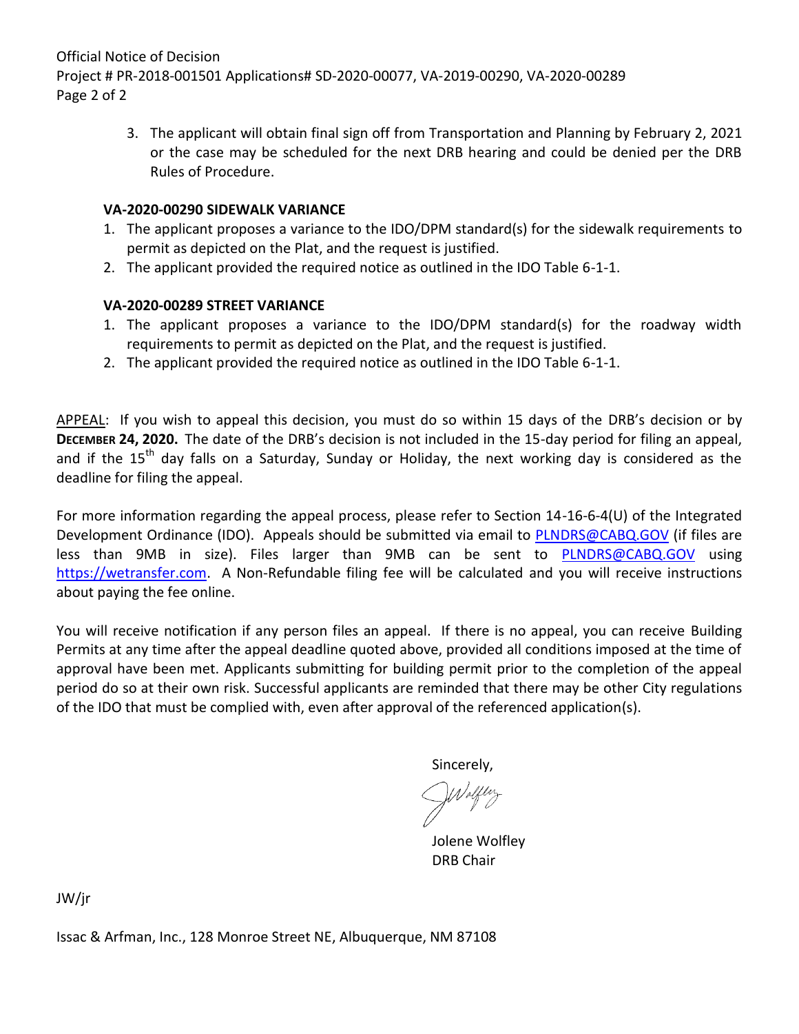3. The applicant will obtain final sign off from Transportation and Planning by February 2, 2021 or the case may be scheduled for the next DRB hearing and could be denied per the DRB Rules of Procedure.

**VA-2020-00290 SIDEWALK VARIANCE**

1. The applicant proposes a variance to the IDO/DPM standard(s) for the sidewalk requirements to permit as depicted on the Plat, and the request is justified.
2. The applicant provided the required notice as outlined in the IDO Table 6-1-1.

**VA-2020-00289 STREET VARIANCE**

1. The applicant proposes a variance to the IDO/DPM standard(s) for the roadway width requirements to permit as depicted on the Plat, and the request is justified.
2. The applicant provided the required notice as outlined in the IDO Table 6-1-1.

APPEAL: If you wish to appeal this decision, you must do so within 15 days of the DRB's decision or by **DECEMBER 24, 2020.** The date of the DRB's decision is not included in the 15-day period for filing an appeal, and if the 15th day falls on a Saturday, Sunday or Holiday, the next working day is considered as the deadline for filing the appeal.

For more information regarding the appeal process, please refer to Section 14-16-6-4(U) of the Integrated Development Ordinance (IDO). Appeals should be submitted via email to PLNDRS@CABQ.GOV (if files are less than 9MB in size). Files larger than 9MB can be sent to PLNDRS@CABQ.GOV using https://wetransfer.com. A Non-Refundable filing fee will be calculated and you will receive instructions about paying the fee online.

You will receive notification if any person files an appeal. If there is no appeal, you can receive Building Permits at any time after the appeal deadline quoted above, provided all conditions imposed at the time of approval have been met. Applicants submitting for building permit prior to the completion of the appeal period do so at their own risk. Successful applicants are reminded that there may be other City regulations of the IDO that must be complied with, even after approval of the referenced application(s).

Sincerely,

Jolene Wolfley
DRB Chair

JW/jr

Issac & Arfman, Inc., 128 Monroe Street NE, Albuquerque, NM 87108